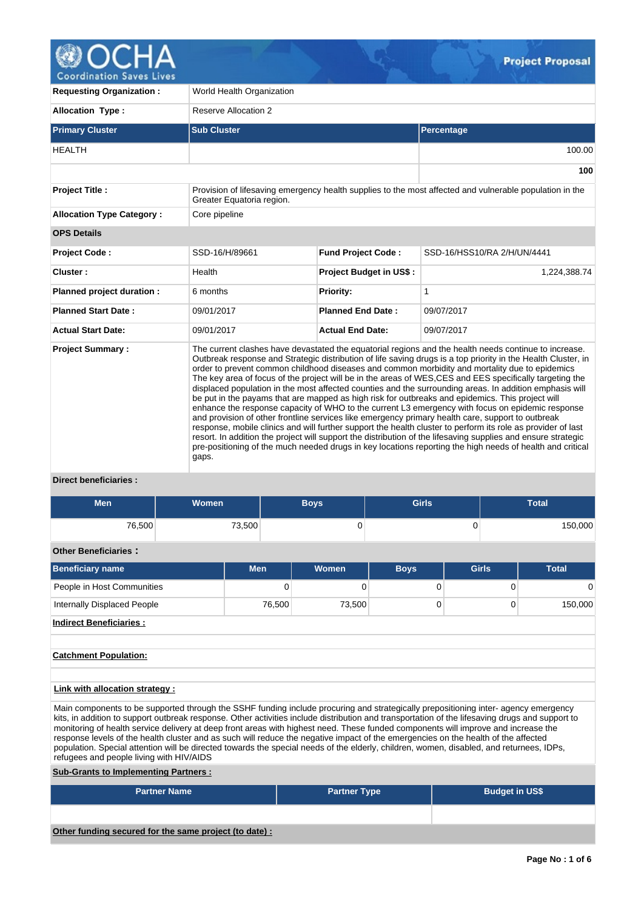# Project Proposal

| | |
|---|---|
| **Requesting Organization :** | World Health Organization |
| **Allocation Type :** | Reserve Allocation 2 |

| Primary Cluster | Sub Cluster | Percentage |
|---|---|---|
| HEALTH | | 100.00 |
| | | **100** |

| | |
|---|---|
| **Project Title :** | Provision of lifesaving emergency health supplies to the most affected and vulnerable population in the Greater Equatoria region. |
| **Allocation Type Category :** | Core pipeline |

**OPS Details**

| | | | |
|---|---|---|---|
| **Project Code :** | SSD-16/H/89661 | **Fund Project Code :** | SSD-16/HSS10/RA 2/H/UN/4441 |
| **Cluster :** | Health | **Project Budget in US$ :** | 1,224,388.74 |
| **Planned project duration :** | 6 months | **Priority:** | 1 |
| **Planned Start Date :** | 09/01/2017 | **Planned End Date :** | 09/07/2017 |
| **Actual Start Date:** | 09/01/2017 | **Actual End Date:** | 09/07/2017 |

**Project Summary :**

The current clashes have devastated the equatorial regions and the health needs continue to increase. Outbreak response and Strategic distribution of life saving drugs is a top priority in the Health Cluster, in order to prevent common childhood diseases and common morbidity and mortality due to epidemics The key area of focus of the project will be in the areas of WES,CES and EES specifically targeting the displaced population in the most affected counties and the surrounding areas. In addition emphasis will be put in the payams that are mapped as high risk for outbreaks and epidemics. This project will enhance the response capacity of WHO to the current L3 emergency with focus on epidemic response and provision of other frontline services like emergency primary health care, support to outbreak response, mobile clinics and will further support the health cluster to perform its role as provider of last resort. In addition the project will support the distribution of the lifesaving supplies and ensure strategic pre-positioning of the much needed drugs in key locations reporting the high needs of health and critical gaps.

**Direct beneficiaries :**

| Men | Women | Boys | Girls | Total |
|---|---|---|---|---|
| 76,500 | 73,500 | 0 | 0 | 150,000 |

**Other Beneficiaries :**

| Beneficiary name | Men | Women | Boys | Girls | Total |
|---|---|---|---|---|---|
| People in Host Communities | 0 | 0 | 0 | 0 | 0 |
| Internally Displaced People | 76,500 | 73,500 | 0 | 0 | 150,000 |

**Indirect Beneficiaries :**

**Catchment Population:**

**Link with allocation strategy :**

Main components to be supported through the SSHF funding include procuring and strategically prepositioning inter- agency emergency kits, in addition to support outbreak response. Other activities include distribution and transportation of the lifesaving drugs and support to monitoring of health service delivery at deep front areas with highest need. These funded components will improve and increase the response levels of the health cluster and as such will reduce the negative impact of the emergencies on the health of the affected population. Special attention will be directed towards the special needs of the elderly, children, women, disabled, and returnees, IDPs, refugees and people living with HIV/AIDS

**Sub-Grants to Implementing Partners :**

| Partner Name | Partner Type | Budget in US$ |
|---|---|---|
| | | |

**Other funding secured for the same project (to date) :**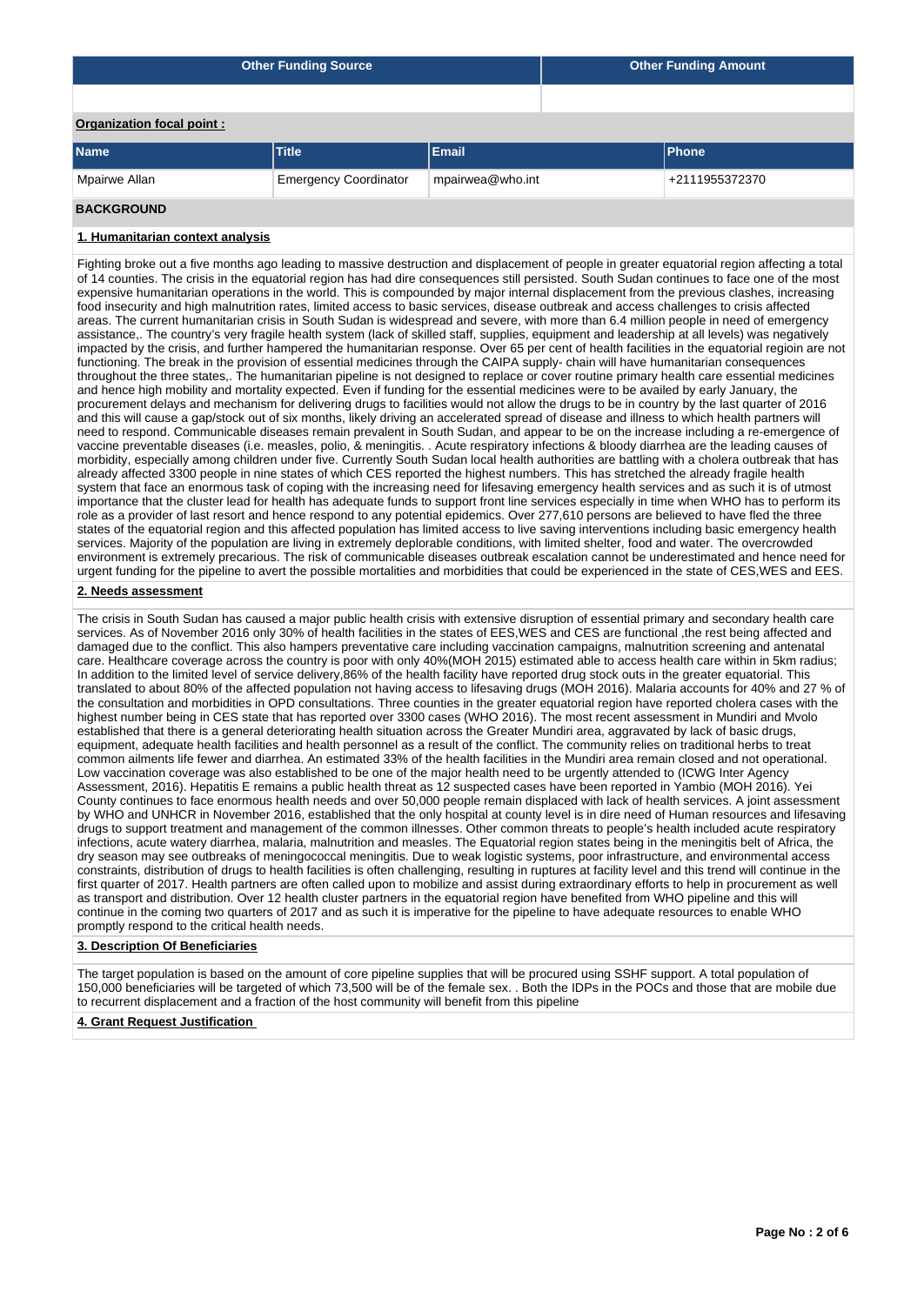| Other Funding Source | Other Funding Amount |
|---|---|
| | |

**Organization focal point :**

| Name | Title | Email | Phone |
|---|---|---|---|
| Mpairwe Allan | Emergency Coordinator | mpairwea@who.int | +2111955372370 |

## BACKGROUND

### 1. Humanitarian context analysis

Fighting broke out a five months ago leading to massive destruction and displacement of people in greater equatorial region affecting a total of 14 counties. The crisis in the equatorial region has had dire consequences still persisted. South Sudan continues to face one of the most expensive humanitarian operations in the world. This is compounded by major internal displacement from the previous clashes, increasing food insecurity and high malnutrition rates, limited access to basic services, disease outbreak and access challenges to crisis affected areas. The current humanitarian crisis in South Sudan is widespread and severe, with more than 6.4 million people in need of emergency assistance,. The country's very fragile health system (lack of skilled staff, supplies, equipment and leadership at all levels) was negatively impacted by the crisis, and further hampered the humanitarian response. Over 65 per cent of health facilities in the equatorial regioin are not functioning. The break in the provision of essential medicines through the CAIPA supply- chain will have humanitarian consequences throughout the three states,. The humanitarian pipeline is not designed to replace or cover routine primary health care essential medicines and hence high mobility and mortality expected. Even if funding for the essential medicines were to be availed by early January, the procurement delays and mechanism for delivering drugs to facilities would not allow the drugs to be in country by the last quarter of 2016 and this will cause a gap/stock out of six months, likely driving an accelerated spread of disease and illness to which health partners will need to respond. Communicable diseases remain prevalent in South Sudan, and appear to be on the increase including a re-emergence of vaccine preventable diseases (i.e. measles, polio, & meningitis. . Acute respiratory infections & bloody diarrhea are the leading causes of morbidity, especially among children under five. Currently South Sudan local health authorities are battling with a cholera outbreak that has already affected 3300 people in nine states of which CES reported the highest numbers. This has stretched the already fragile health system that face an enormous task of coping with the increasing need for lifesaving emergency health services and as such it is of utmost importance that the cluster lead for health has adequate funds to support front line services especially in time when WHO has to perform its role as a provider of last resort and hence respond to any potential epidemics. Over 277,610 persons are believed to have fled the three states of the equatorial region and this affected population has limited access to live saving interventions including basic emergency health services. Majority of the population are living in extremely deplorable conditions, with limited shelter, food and water. The overcrowded environment is extremely precarious. The risk of communicable diseases outbreak escalation cannot be underestimated and hence need for urgent funding for the pipeline to avert the possible mortalities and morbidities that could be experienced in the state of CES,WES and EES.

### 2. Needs assessment

The crisis in South Sudan has caused a major public health crisis with extensive disruption of essential primary and secondary health care services. As of November 2016 only 30% of health facilities in the states of EES,WES and CES are functional ,the rest being affected and damaged due to the conflict. This also hampers preventative care including vaccination campaigns, malnutrition screening and antenatal care. Healthcare coverage across the country is poor with only 40%(MOH 2015) estimated able to access health care within in 5km radius; In addition to the limited level of service delivery,86% of the health facility have reported drug stock outs in the greater equatorial. This translated to about 80% of the affected population not having access to lifesaving drugs (MOH 2016). Malaria accounts for 40% and 27 % of the consultation and morbidities in OPD consultations. Three counties in the greater equatorial region have reported cholera cases with the highest number being in CES state that has reported over 3300 cases (WHO 2016). The most recent assessment in Mundiri and Mvolo established that there is a general deteriorating health situation across the Greater Mundiri area, aggravated by lack of basic drugs, equipment, adequate health facilities and health personnel as a result of the conflict. The community relies on traditional herbs to treat common ailments life fewer and diarrhea. An estimated 33% of the health facilities in the Mundiri area remain closed and not operational. Low vaccination coverage was also established to be one of the major health need to be urgently attended to (ICWG Inter Agency Assessment, 2016). Hepatitis E remains a public health threat as 12 suspected cases have been reported in Yambio (MOH 2016). Yei County continues to face enormous health needs and over 50,000 people remain displaced with lack of health services. A joint assessment by WHO and UNHCR in November 2016, established that the only hospital at county level is in dire need of Human resources and lifesaving drugs to support treatment and management of the common illnesses. Other common threats to people's health included acute respiratory infections, acute watery diarrhea, malaria, malnutrition and measles. The Equatorial region states being in the meningitis belt of Africa, the dry season may see outbreaks of meningococcal meningitis. Due to weak logistic systems, poor infrastructure, and environmental access constraints, distribution of drugs to health facilities is often challenging, resulting in ruptures at facility level and this trend will continue in the first quarter of 2017. Health partners are often called upon to mobilize and assist during extraordinary efforts to help in procurement as well as transport and distribution. Over 12 health cluster partners in the equatorial region have benefited from WHO pipeline and this will continue in the coming two quarters of 2017 and as such it is imperative for the pipeline to have adequate resources to enable WHO promptly respond to the critical health needs.

### 3. Description Of Beneficiaries

The target population is based on the amount of core pipeline supplies that will be procured using SSHF support. A total population of 150,000 beneficiaries will be targeted of which 73,500 will be of the female sex. . Both the IDPs in the POCs and those that are mobile due to recurrent displacement and a fraction of the host community will benefit from this pipeline

### 4. Grant Request Justification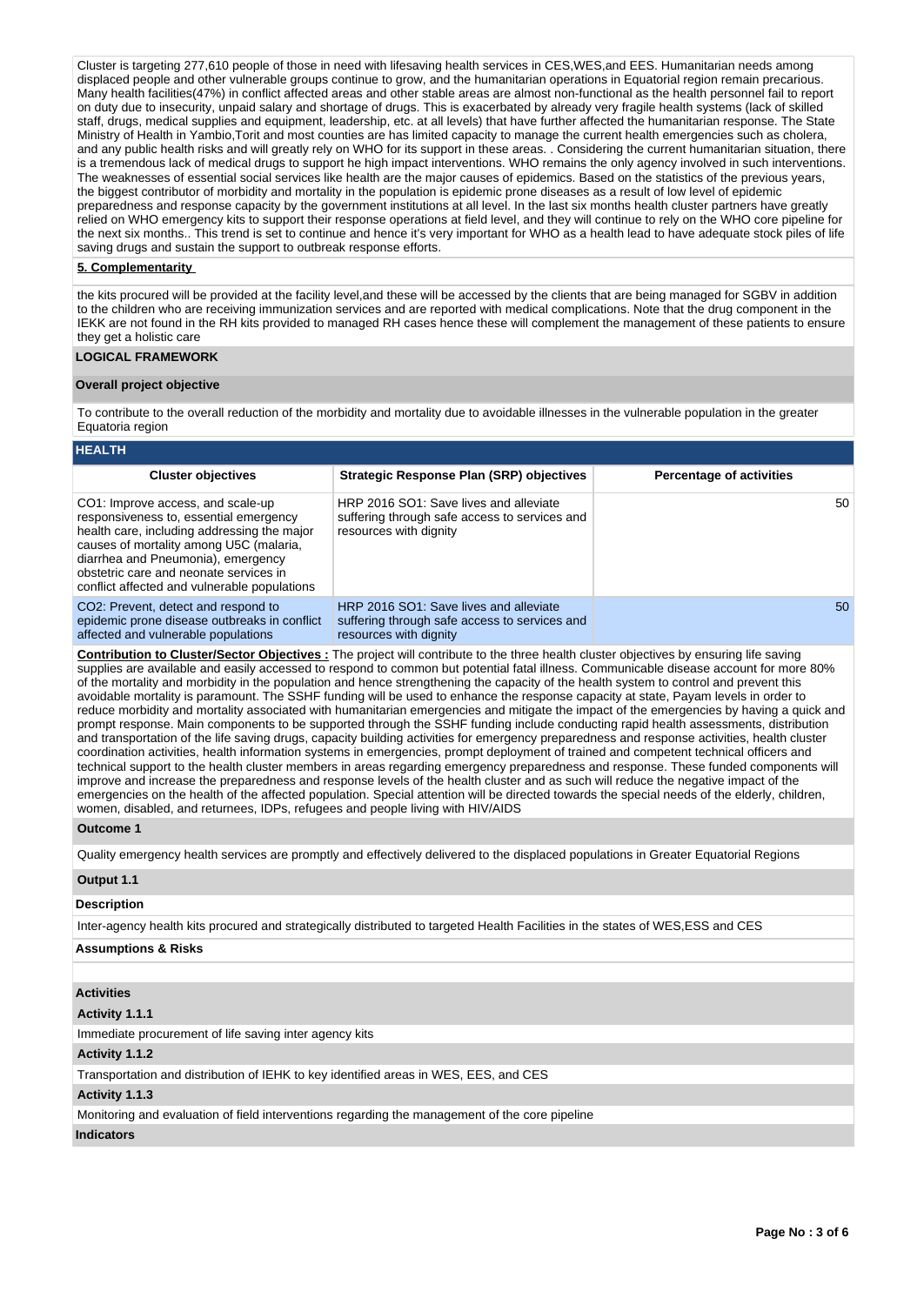Cluster is targeting 277,610 people of those in need with lifesaving health services in CES,WES,and EES. Humanitarian needs among displaced people and other vulnerable groups continue to grow, and the humanitarian operations in Equatorial region remain precarious. Many health facilities(47%) in conflict affected areas and other stable areas are almost non-functional as the health personnel fail to report on duty due to insecurity, unpaid salary and shortage of drugs. This is exacerbated by already very fragile health systems (lack of skilled staff, drugs, medical supplies and equipment, leadership, etc. at all levels) that have further affected the humanitarian response. The State Ministry of Health in Yambio,Torit and most counties are has limited capacity to manage the current health emergencies such as cholera, and any public health risks and will greatly rely on WHO for its support in these areas. . Considering the current humanitarian situation, there is a tremendous lack of medical drugs to support he high impact interventions. WHO remains the only agency involved in such interventions. The weaknesses of essential social services like health are the major causes of epidemics. Based on the statistics of the previous years, the biggest contributor of morbidity and mortality in the population is epidemic prone diseases as a result of low level of epidemic preparedness and response capacity by the government institutions at all level. In the last six months health cluster partners have greatly relied on WHO emergency kits to support their response operations at field level, and they will continue to rely on the WHO core pipeline for the next six months.. This trend is set to continue and hence it's very important for WHO as a health lead to have adequate stock piles of life saving drugs and sustain the support to outbreak response efforts.

**5. Complementarity**

the kits procured will be provided at the facility level,and these will be accessed by the clients that are being managed for SGBV in addition to the children who are receiving immunization services and are reported with medical complications. Note that the drug component in the IEKK are not found in the RH kits provided to managed RH cases hence these will complement the management of these patients to ensure they get a holistic care

**LOGICAL FRAMEWORK**

**Overall project objective**

To contribute to the overall reduction of the morbidity and mortality due to avoidable illnesses in the vulnerable population in the greater Equatoria region

**HEALTH**

| Cluster objectives | Strategic Response Plan (SRP) objectives | Percentage of activities |
|---|---|---|
| CO1: Improve access, and scale-up responsiveness to, essential emergency health care, including addressing the major causes of mortality among U5C (malaria, diarrhea and Pneumonia), emergency obstetric care and neonate services in conflict affected and vulnerable populations | HRP 2016 SO1: Save lives and alleviate suffering through safe access to services and resources with dignity | 50 |
| CO2: Prevent, detect and respond to epidemic prone disease outbreaks in conflict affected and vulnerable populations | HRP 2016 SO1: Save lives and alleviate suffering through safe access to services and resources with dignity | 50 |

**Contribution to Cluster/Sector Objectives :** The project will contribute to the three health cluster objectives by ensuring life saving supplies are available and easily accessed to respond to common but potential fatal illness. Communicable disease account for more 80% of the mortality and morbidity in the population and hence strengthening the capacity of the health system to control and prevent this avoidable mortality is paramount. The SSHF funding will be used to enhance the response capacity at state, Payam levels in order to reduce morbidity and mortality associated with humanitarian emergencies and mitigate the impact of the emergencies by having a quick and prompt response. Main components to be supported through the SSHF funding include conducting rapid health assessments, distribution and transportation of the life saving drugs, capacity building activities for emergency preparedness and response activities, health cluster coordination activities, health information systems in emergencies, prompt deployment of trained and competent technical officers and technical support to the health cluster members in areas regarding emergency preparedness and response. These funded components will improve and increase the preparedness and response levels of the health cluster and as such will reduce the negative impact of the emergencies on the health of the affected population. Special attention will be directed towards the special needs of the elderly, children, women, disabled, and returnees, IDPs, refugees and people living with HIV/AIDS

**Outcome 1**

Quality emergency health services are promptly and effectively delivered to the displaced populations in Greater Equatorial Regions

**Output 1.1**

**Description**

Inter-agency health kits procured and strategically distributed to targeted Health Facilities in the states of WES,ESS and CES

**Assumptions & Risks**

**Activities**

**Activity 1.1.1**

Immediate procurement of life saving inter agency kits

**Activity 1.1.2**

Transportation and distribution of IEHK to key identified areas in WES, EES, and CES

**Activity 1.1.3**

Monitoring and evaluation of field interventions regarding the management of the core pipeline

**Indicators**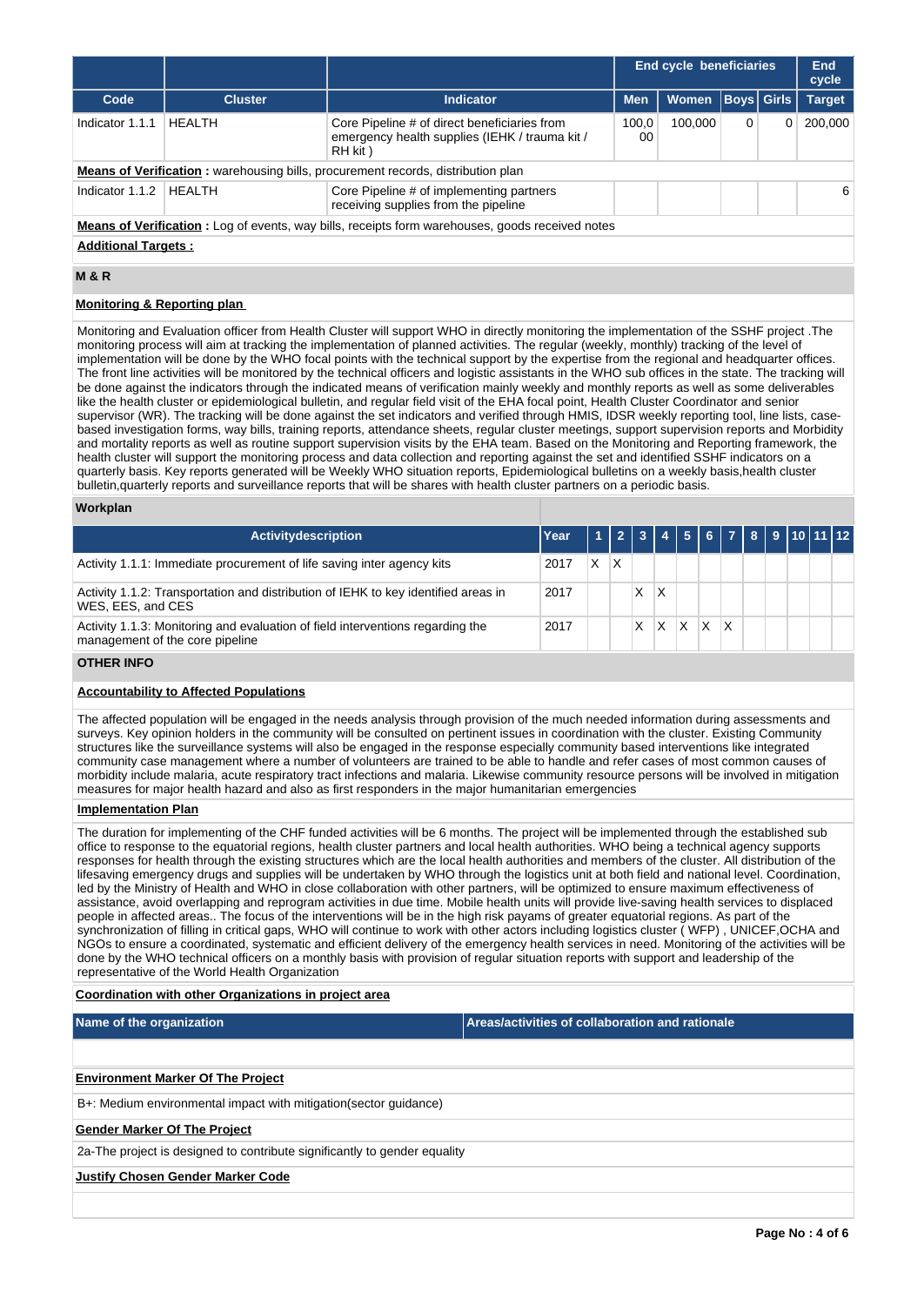| | | | End cycle beneficiaries | | | | End cycle |
|---|---|---|---|---|---|---|---|
| **Code** | **Cluster** | **Indicator** | **Men** | **Women** | **Boys** | **Girls** | **Target** |
| Indicator 1.1.1 | HEALTH | Core Pipeline # of direct beneficiaries from emergency health supplies (IEHK / trauma kit / RH kit ) | 100,000 | 100,000 | 0 | 0 | 200,000 |

**Means of Verification :** warehousing bills, procurement records, distribution plan

| Code | Cluster | Indicator | Men | Women | Boys | Girls | Target |
|---|---|---|---|---|---|---|---|
| Indicator 1.1.2 | HEALTH | Core Pipeline # of implementing partners receiving supplies from the pipeline | | | | | 6 |

**Means of Verification :** Log of events, way bills, receipts form warehouses, goods received notes

**Additional Targets :**

## M & R

**Monitoring & Reporting plan**

Monitoring and Evaluation officer from Health Cluster will support WHO in directly monitoring the implementation of the SSHF project .The monitoring process will aim at tracking the implementation of planned activities. The regular (weekly, monthly) tracking of the level of implementation will be done by the WHO focal points with the technical support by the expertise from the regional and headquarter offices. The front line activities will be monitored by the technical officers and logistic assistants in the WHO sub offices in the state. The tracking will be done against the indicators through the indicated means of verification mainly weekly and monthly reports as well as some deliverables like the health cluster or epidemiological bulletin, and regular field visit of the EHA focal point, Health Cluster Coordinator and senior supervisor (WR). The tracking will be done against the set indicators and verified through HMIS, IDSR weekly reporting tool, line lists, case-based investigation forms, way bills, training reports, attendance sheets, regular cluster meetings, support supervision reports and Morbidity and mortality reports as well as routine support supervision visits by the EHA team. Based on the Monitoring and Reporting framework, the health cluster will support the monitoring process and data collection and reporting against the set and identified SSHF indicators on a quarterly basis. Key reports generated will be Weekly WHO situation reports, Epidemiological bulletins on a weekly basis,health cluster bulletin,quarterly reports and surveillance reports that will be shares with health cluster partners on a periodic basis.

**Workplan**

| Activitydescription | Year | 1 | 2 | 3 | 4 | 5 | 6 | 7 | 8 | 9 | 10 | 11 | 12 |
|---|---|---|---|---|---|---|---|---|---|---|---|---|---|
| Activity 1.1.1: Immediate procurement of life saving inter agency kits | 2017 | X | X | | | | | | | | | | |
| Activity 1.1.2: Transportation and distribution of IEHK to key identified areas in WES, EES, and CES | 2017 | | | X | X | | | | | | | | |
| Activity 1.1.3: Monitoring and evaluation of field interventions regarding the management of the core pipeline | 2017 | | | X | X | X | X | X | | | | | |

## OTHER INFO

**Accountability to Affected Populations**

The affected population will be engaged in the needs analysis through provision of the much needed information during assessments and surveys. Key opinion holders in the community will be consulted on pertinent issues in coordination with the cluster. Existing Community structures like the surveillance systems will also be engaged in the response especially community based interventions like integrated community case management where a number of volunteers are trained to be able to handle and refer cases of most common causes of morbidity include malaria, acute respiratory tract infections and malaria. Likewise community resource persons will be involved in mitigation measures for major health hazard and also as first responders in the major humanitarian emergencies

**Implementation Plan**

The duration for implementing of the CHF funded activities will be 6 months. The project will be implemented through the established sub office to response to the equatorial regions, health cluster partners and local health authorities. WHO being a technical agency supports responses for health through the existing structures which are the local health authorities and members of the cluster. All distribution of the lifesaving emergency drugs and supplies will be undertaken by WHO through the logistics unit at both field and national level. Coordination, led by the Ministry of Health and WHO in close collaboration with other partners, will be optimized to ensure maximum effectiveness of assistance, avoid overlapping and reprogram activities in due time. Mobile health units will provide live-saving health services to displaced people in affected areas.. The focus of the interventions will be in the high risk payams of greater equatorial regions. As part of the synchronization of filling in critical gaps, WHO will continue to work with other actors including logistics cluster ( WFP) , UNICEF,OCHA and NGOs to ensure a coordinated, systematic and efficient delivery of the emergency health services in need. Monitoring of the activities will be done by the WHO technical officers on a monthly basis with provision of regular situation reports with support and leadership of the representative of the World Health Organization

**Coordination with other Organizations in project area**

| Name of the organization | Areas/activities of collaboration and rationale |
|---|---|
| | |

**Environment Marker Of The Project**

B+: Medium environmental impact with mitigation(sector guidance)

**Gender Marker Of The Project**

2a-The project is designed to contribute significantly to gender equality

**Justify Chosen Gender Marker Code**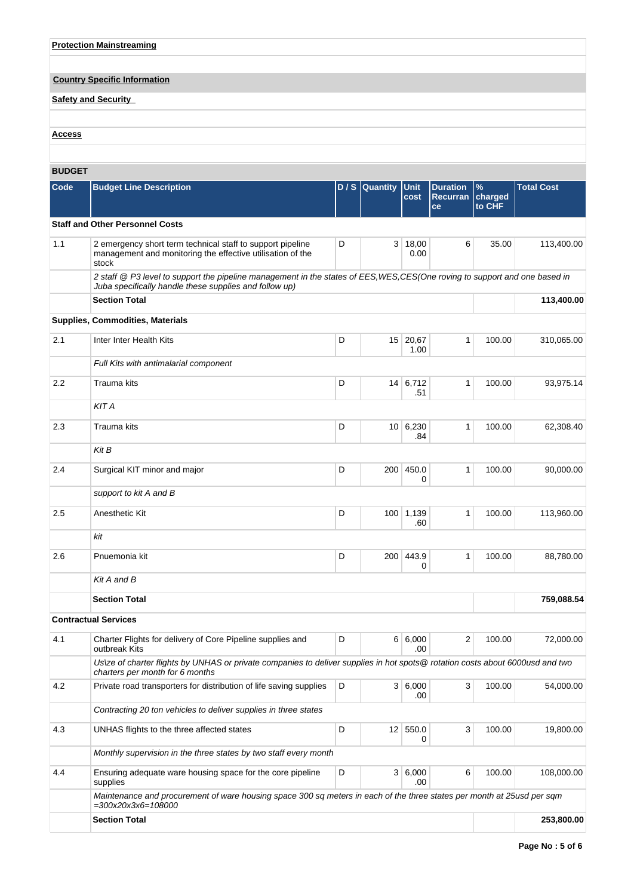**Protection Mainstreaming**

**Country Specific Information**

**Safety and Security**

**Access**

**BUDGET**

| Code | Budget Line Description | D / S | Quantity | Unit cost | Duration Recurrance | % charged to CHF | Total Cost |
|---|---|---|---|---|---|---|---|
| **Staff and Other Personnel Costs** | | | | | | | |
| 1.1 | 2 emergency short term technical staff to support pipeline management and monitoring the effective utilisation of the stock | D | 3 | 18,000.00 | 6 | 35.00 | 113,400.00 |
| | *2 staff @ P3 level to support the pipeline management in the states of EES,WES,CES(One roving to support and one based in Juba specifically handle these supplies and follow up)* | | | | | | |
| | **Section Total** | | | | | | **113,400.00** |
| **Supplies, Commodities, Materials** | | | | | | | |
| 2.1 | Inter Inter Health Kits | D | 15 | 20,671.00 | 1 | 100.00 | 310,065.00 |
| | *Full Kits with antimalarial component* | | | | | | |
| 2.2 | Trauma kits | D | 14 | 6,712.51 | 1 | 100.00 | 93,975.14 |
| | *KIT A* | | | | | | |
| 2.3 | Trauma kits | D | 10 | 6,230.84 | 1 | 100.00 | 62,308.40 |
| | *Kit B* | | | | | | |
| 2.4 | Surgical KIT minor and major | D | 200 | 450.00 | 1 | 100.00 | 90,000.00 |
| | *support to kit A and B* | | | | | | |
| 2.5 | Anesthetic Kit | D | 100 | 1,139.60 | 1 | 100.00 | 113,960.00 |
| | *kit* | | | | | | |
| 2.6 | Pnuemonia kit | D | 200 | 443.90 | 1 | 100.00 | 88,780.00 |
| | *Kit A and B* | | | | | | |
| | **Section Total** | | | | | | **759,088.54** |
| **Contractual Services** | | | | | | | |
| 4.1 | Charter Flights for delivery of Core Pipeline supplies and outbreak Kits | D | 6 | 6,000.00 | 2 | 100.00 | 72,000.00 |
| | *Us\ze of charter flights by UNHAS or private companies to deliver supplies in hot spots@ rotation costs about 6000usd and two charters per month for 6 months* | | | | | | |
| 4.2 | Private road transporters for distribution of life saving supplies | D | 3 | 6,000.00 | 3 | 100.00 | 54,000.00 |
| | *Contracting 20 ton vehicles to deliver supplies in three states* | | | | | | |
| 4.3 | UNHAS flights to the three affected states | D | 12 | 550.00 | 3 | 100.00 | 19,800.00 |
| | *Monthly supervision in the three states by two staff every month* | | | | | | |
| 4.4 | Ensuring adequate ware housing space for the core pipeline supplies | D | 3 | 6,000.00 | 6 | 100.00 | 108,000.00 |
| | *Maintenance and procurement of ware housing space 300 sq meters in each of the three states per month at 25usd per sqm =300x20x3x6=108000* | | | | | | |
| | **Section Total** | | | | | | **253,800.00** |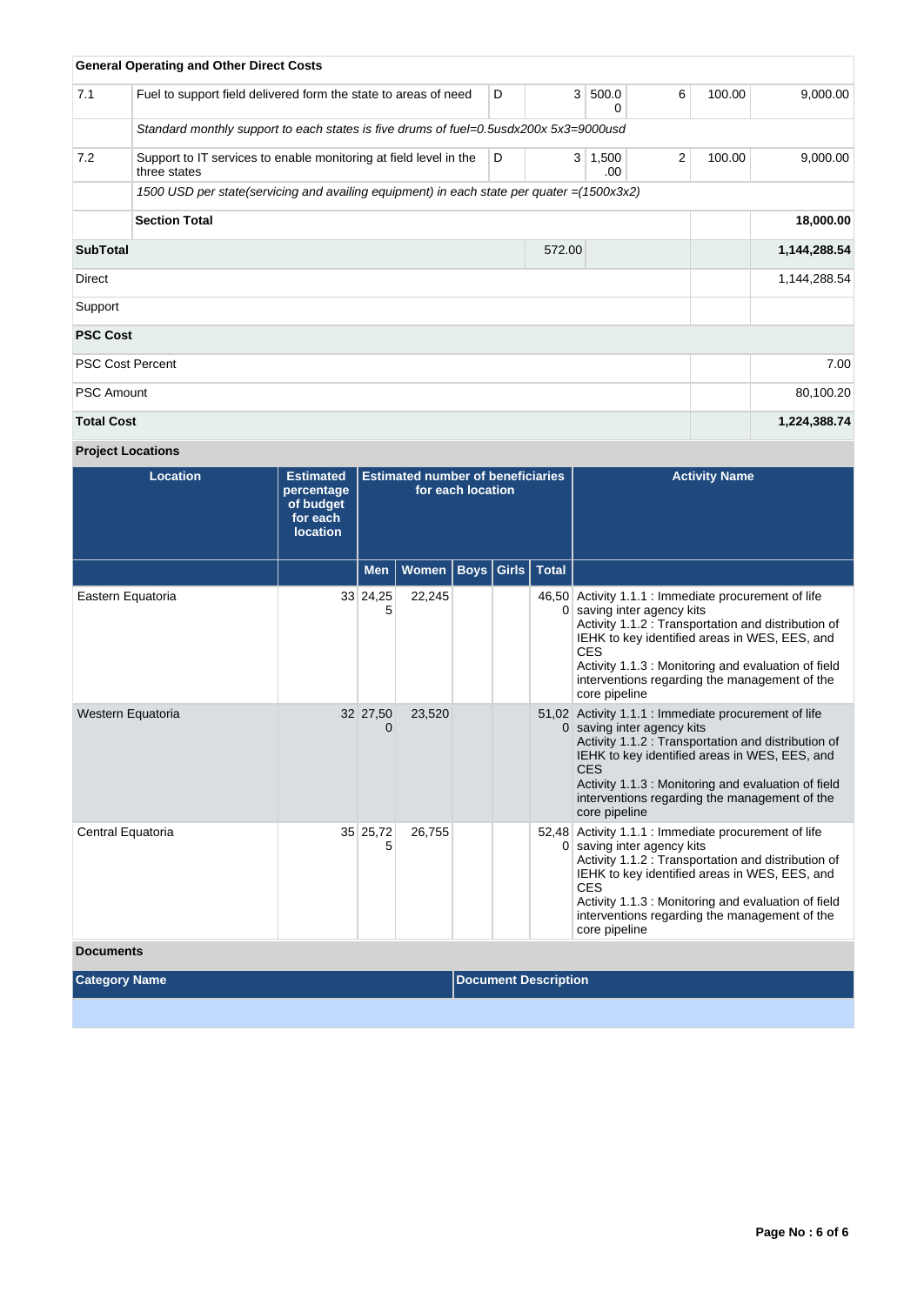| General Operating and Other Direct Costs | | | | | | | |
|---|---|---|---|---|---|---|---|
| 7.1 | Fuel to support field delivered form the state to areas of need | D | 3 | 500.00 | 6 | 100.00 | 9,000.00 |
| | *Standard monthly support to each states is five drums of fuel=0.5usdx200x 5x3=9000usd* | | | | | | |
| 7.2 | Support to IT services to enable monitoring at field level in the three states | D | 3 | 1,500.00 | 2 | 100.00 | 9,000.00 |
| | *1500 USD per state(servicing and availing equipment) in each state per quater =(1500x3x2)* | | | | | | |
| | **Section Total** | | | | | | **18,000.00** |
| **SubTotal** | | | 572.00 | | | | **1,144,288.54** |
| Direct | | | | | | | 1,144,288.54 |
| Support | | | | | | | |
| **PSC Cost** | | | | | | | |
| PSC Cost Percent | | | | | | | 7.00 |
| PSC Amount | | | | | | | 80,100.20 |
| **Total Cost** | | | | | | | **1,224,388.74** |

### Project Locations

| Location | Estimated percentage of budget for each location | Estimated number of beneficiaries for each location | | | | | Activity Name |
|---|---|---|---|---|---|---|---|
| | | Men | Women | Boys | Girls | Total | |
| Eastern Equatoria | 33 | 24,255 | 22,245 | | | 46,500 | Activity 1.1.1 : Immediate procurement of life saving inter agency kits<br>Activity 1.1.2 : Transportation and distribution of IEHK to key identified areas in WES, EES, and CES<br>Activity 1.1.3 : Monitoring and evaluation of field interventions regarding the management of the core pipeline |
| Western Equatoria | 32 | 27,500 | 23,520 | | | 51,020 | Activity 1.1.1 : Immediate procurement of life saving inter agency kits<br>Activity 1.1.2 : Transportation and distribution of IEHK to key identified areas in WES, EES, and CES<br>Activity 1.1.3 : Monitoring and evaluation of field interventions regarding the management of the core pipeline |
| Central Equatoria | 35 | 25,725 | 26,755 | | | 52,480 | Activity 1.1.1 : Immediate procurement of life saving inter agency kits<br>Activity 1.1.2 : Transportation and distribution of IEHK to key identified areas in WES, EES, and CES<br>Activity 1.1.3 : Monitoring and evaluation of field interventions regarding the management of the core pipeline |

### Documents

| Category Name | Document Description |
|---|---|
| | |